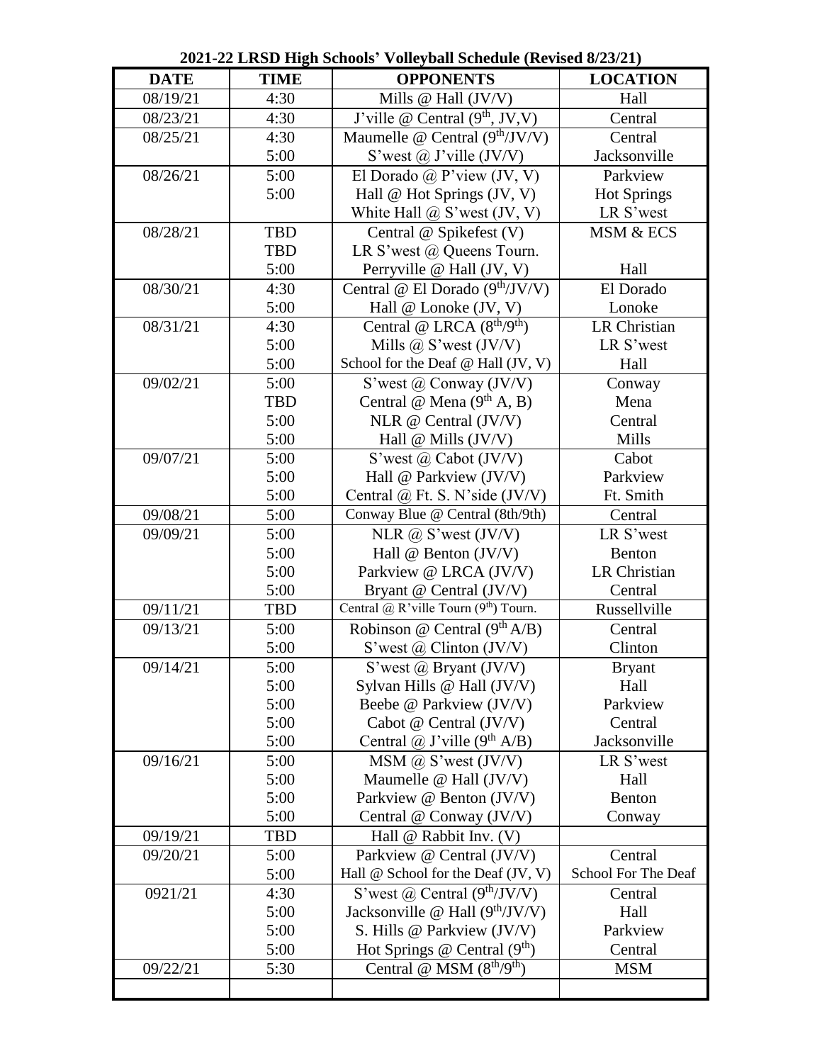**2021-22 LRSD High Schools' Volleyball Schedule (Revised 8/23/21)**

| DATE | TIME | OPPONENTS | LOCATION |
|---|---|---|---|
| 08/19/21 | 4:30 | Mills @ Hall (JV/V) | Hall |
| 08/23/21 | 4:30 | J'ville @ Central (9th, JV,V) | Central |
| 08/25/21 | 4:30 | Maumelle @ Central (9th/JV/V) | Central |
| | 5:00 | S'west @ J'ville (JV/V) | Jacksonville |
| 08/26/21 | 5:00 | El Dorado @ P'view (JV, V) | Parkview |
| | 5:00 | Hall @ Hot Springs (JV, V) | Hot Springs |
| | | White Hall @ S'west (JV, V) | LR S'west |
| 08/28/21 | TBD | Central @ Spikefest (V) | MSM & ECS |
| | TBD | LR S'west @ Queens Tourn. | |
| | 5:00 | Perryville @ Hall (JV, V) | Hall |
| 08/30/21 | 4:30 | Central @ El Dorado (9th/JV/V) | El Dorado |
| | 5:00 | Hall @ Lonoke (JV, V) | Lonoke |
| 08/31/21 | 4:30 | Central @ LRCA (8th/9th) | LR Christian |
| | 5:00 | Mills @ S'west (JV/V) | LR S'west |
| | 5:00 | School for the Deaf @ Hall (JV, V) | Hall |
| 09/02/21 | 5:00 | S'west @ Conway (JV/V) | Conway |
| | TBD | Central @ Mena (9th A, B) | Mena |
| | 5:00 | NLR @ Central (JV/V) | Central |
| | 5:00 | Hall @ Mills (JV/V) | Mills |
| 09/07/21 | 5:00 | S'west @ Cabot (JV/V) | Cabot |
| | 5:00 | Hall @ Parkview (JV/V) | Parkview |
| | 5:00 | Central @ Ft. S. N'side (JV/V) | Ft. Smith |
| 09/08/21 | 5:00 | Conway Blue @ Central (8th/9th) | Central |
| 09/09/21 | 5:00 | NLR @ S'west (JV/V) | LR S'west |
| | 5:00 | Hall @ Benton (JV/V) | Benton |
| | 5:00 | Parkview @ LRCA (JV/V) | LR Christian |
| | 5:00 | Bryant @ Central (JV/V) | Central |
| 09/11/21 | TBD | Central @ R'ville Tourn (9th) Tourn. | Russellville |
| 09/13/21 | 5:00 | Robinson @ Central (9th A/B) | Central |
| | 5:00 | S'west @ Clinton (JV/V) | Clinton |
| 09/14/21 | 5:00 | S'west @ Bryant (JV/V) | Bryant |
| | 5:00 | Sylvan Hills @ Hall (JV/V) | Hall |
| | 5:00 | Beebe @ Parkview (JV/V) | Parkview |
| | 5:00 | Cabot @ Central (JV/V) | Central |
| | 5:00 | Central @ J'ville (9th A/B) | Jacksonville |
| 09/16/21 | 5:00 | MSM @ S'west (JV/V) | LR S'west |
| | 5:00 | Maumelle @ Hall (JV/V) | Hall |
| | 5:00 | Parkview @ Benton (JV/V) | Benton |
| | 5:00 | Central @ Conway (JV/V) | Conway |
| 09/19/21 | TBD | Hall @ Rabbit Inv. (V) | |
| 09/20/21 | 5:00 | Parkview @ Central (JV/V) | Central |
| | 5:00 | Hall @ School for the Deaf (JV, V) | School For The Deaf |
| 0921/21 | 4:30 | S'west @ Central (9th/JV/V) | Central |
| | 5:00 | Jacksonville @ Hall (9th/JV/V) | Hall |
| | 5:00 | S. Hills @ Parkview (JV/V) | Parkview |
| | 5:00 | Hot Springs @ Central (9th) | Central |
| 09/22/21 | 5:30 | Central @ MSM (8th/9th) | MSM |
| | | | |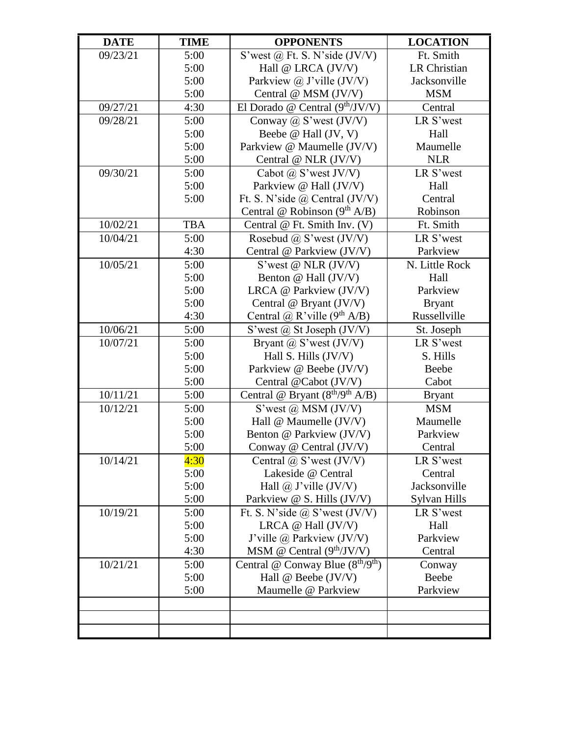| DATE | TIME | OPPONENTS | LOCATION |
|---|---|---|---|
| 09/23/21 | 5:00 | S'west @ Ft. S. N'side (JV/V) | Ft. Smith |
| | 5:00 | Hall @ LRCA (JV/V) | LR Christian |
| | 5:00 | Parkview @ J'ville (JV/V) | Jacksonville |
| | 5:00 | Central @ MSM (JV/V) | MSM |
| 09/27/21 | 4:30 | El Dorado @ Central (9th/JV/V) | Central |
| 09/28/21 | 5:00 | Conway @ S'west (JV/V) | LR S'west |
| | 5:00 | Beebe @ Hall (JV, V) | Hall |
| | 5:00 | Parkview @ Maumelle (JV/V) | Maumelle |
| | 5:00 | Central @ NLR (JV/V) | NLR |
| 09/30/21 | 5:00 | Cabot @ S'west JV/V) | LR S'west |
| | 5:00 | Parkview @ Hall (JV/V) | Hall |
| | 5:00 | Ft. S. N'side @ Central (JV/V) | Central |
| | | Central @ Robinson (9th A/B) | Robinson |
| 10/02/21 | TBA | Central @ Ft. Smith Inv. (V) | Ft. Smith |
| 10/04/21 | 5:00 | Rosebud @ S'west (JV/V) | LR S'west |
| | 4:30 | Central @ Parkview (JV/V) | Parkview |
| 10/05/21 | 5:00 | S'west @ NLR (JV/V) | N. Little Rock |
| | 5:00 | Benton @ Hall (JV/V) | Hall |
| | 5:00 | LRCA @ Parkview (JV/V) | Parkview |
| | 5:00 | Central @ Bryant (JV/V) | Bryant |
| | 4:30 | Central @ R'ville (9th A/B) | Russellville |
| 10/06/21 | 5:00 | S'west @ St Joseph (JV/V) | St. Joseph |
| 10/07/21 | 5:00 | Bryant @ S'west (JV/V) | LR S'west |
| | 5:00 | Hall S. Hills (JV/V) | S. Hills |
| | 5:00 | Parkview @ Beebe (JV/V) | Beebe |
| | 5:00 | Central @Cabot (JV/V) | Cabot |
| 10/11/21 | 5:00 | Central @ Bryant (8th/9th A/B) | Bryant |
| 10/12/21 | 5:00 | S'west @ MSM (JV/V) | MSM |
| | 5:00 | Hall @ Maumelle (JV/V) | Maumelle |
| | 5:00 | Benton @ Parkview (JV/V) | Parkview |
| | 5:00 | Conway @ Central (JV/V) | Central |
| 10/14/21 | 4:30 | Central @ S'west (JV/V) | LR S'west |
| | 5:00 | Lakeside @ Central | Central |
| | 5:00 | Hall @ J'ville (JV/V) | Jacksonville |
| | 5:00 | Parkview @ S. Hills (JV/V) | Sylvan Hills |
| 10/19/21 | 5:00 | Ft. S. N'side @ S'west (JV/V) | LR S'west |
| | 5:00 | LRCA @ Hall (JV/V) | Hall |
| | 5:00 | J'ville @ Parkview (JV/V) | Parkview |
| | 4:30 | MSM @ Central (9th/JV/V) | Central |
| 10/21/21 | 5:00 | Central @ Conway Blue (8th/9th) | Conway |
| | 5:00 | Hall @ Beebe (JV/V) | Beebe |
| | 5:00 | Maumelle @ Parkview | Parkview |
| | | | |
| | | | |
| | | | |